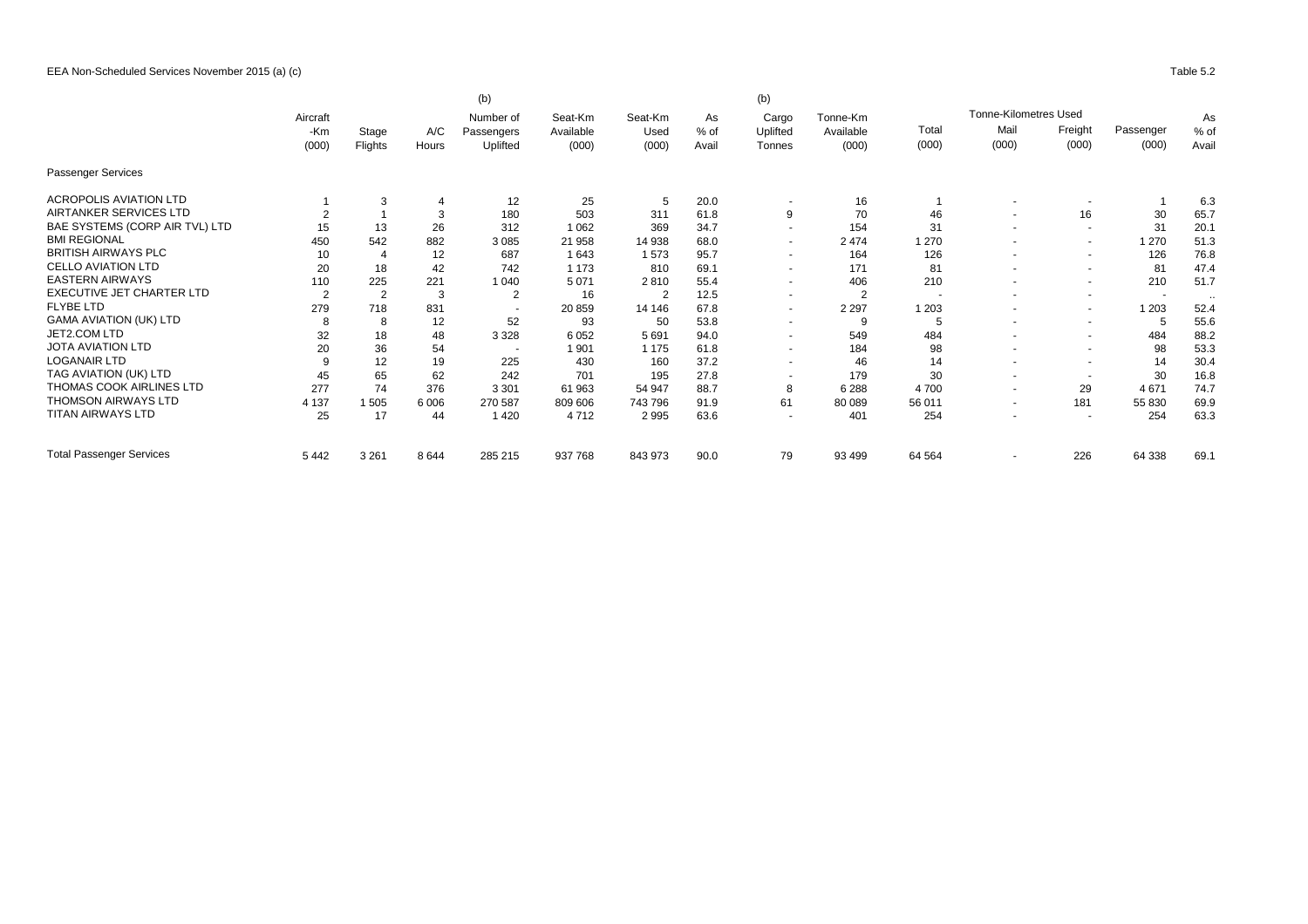EEA Non-Scheduled Services November 2015 (a) (c)

Table 5.2

| | Aircraft -Km (000) | Stage Flights | A/C Hours | (b) Number of Passengers Uplifted | Seat-Km Available (000) | Seat-Km Used (000) | As % of Avail | (b) Cargo Uplifted Tonnes | Tonne-Km Available (000) | Total (000) | Tonne-Kilometres Used | | Passenger (000) | As % of Avail |
|---|---|---|---|---|---|---|---|---|---|---|---|---|---|---|
| | | | | | | | | | | | Mail (000) | Freight (000) | | |
| Passenger Services | | | | | | | | | | | | | | |
| ACROPOLIS AVIATION LTD | 1 | 3 | 4 | 12 | 25 | 5 | 20.0 | - | 16 | 1 | - | - | 1 | 6.3 |
| AIRTANKER SERVICES LTD | 2 | 1 | 3 | 180 | 503 | 311 | 61.8 | 9 | 70 | 46 | - | 16 | 30 | 65.7 |
| BAE SYSTEMS (CORP AIR TVL) LTD | 15 | 13 | 26 | 312 | 1 062 | 369 | 34.7 | - | 154 | 31 | - | - | 31 | 20.1 |
| BMI REGIONAL | 450 | 542 | 882 | 3 085 | 21 958 | 14 938 | 68.0 | - | 2 474 | 1 270 | - | - | 1 270 | 51.3 |
| BRITISH AIRWAYS PLC | 10 | 4 | 12 | 687 | 1 643 | 1 573 | 95.7 | - | 164 | 126 | - | - | 126 | 76.8 |
| CELLO AVIATION LTD | 20 | 18 | 42 | 742 | 1 173 | 810 | 69.1 | - | 171 | 81 | - | - | 81 | 47.4 |
| EASTERN AIRWAYS | 110 | 225 | 221 | 1 040 | 5 071 | 2 810 | 55.4 | - | 406 | 210 | - | - | 210 | 51.7 |
| EXECUTIVE JET CHARTER LTD | 2 | 2 | 3 | 2 | 16 | 2 | 12.5 | - | 2 | - | - | - | - | .. |
| FLYBE LTD | 279 | 718 | 831 | - | 20 859 | 14 146 | 67.8 | - | 2 297 | 1 203 | - | - | 1 203 | 52.4 |
| GAMA AVIATION (UK) LTD | 8 | 8 | 12 | 52 | 93 | 50 | 53.8 | - | 9 | 5 | - | - | 5 | 55.6 |
| JET2.COM LTD | 32 | 18 | 48 | 3 328 | 6 052 | 5 691 | 94.0 | - | 549 | 484 | - | - | 484 | 88.2 |
| JOTA AVIATION LTD | 20 | 36 | 54 | - | 1 901 | 1 175 | 61.8 | - | 184 | 98 | - | - | 98 | 53.3 |
| LOGANAIR LTD | 9 | 12 | 19 | 225 | 430 | 160 | 37.2 | - | 46 | 14 | - | - | 14 | 30.4 |
| TAG AVIATION (UK) LTD | 45 | 65 | 62 | 242 | 701 | 195 | 27.8 | - | 179 | 30 | - | - | 30 | 16.8 |
| THOMAS COOK AIRLINES LTD | 277 | 74 | 376 | 3 301 | 61 963 | 54 947 | 88.7 | 8 | 6 288 | 4 700 | - | 29 | 4 671 | 74.7 |
| THOMSON AIRWAYS LTD | 4 137 | 1 505 | 6 006 | 270 587 | 809 606 | 743 796 | 91.9 | 61 | 80 089 | 56 011 | - | 181 | 55 830 | 69.9 |
| TITAN AIRWAYS LTD | 25 | 17 | 44 | 1 420 | 4 712 | 2 995 | 63.6 | - | 401 | 254 | - | - | 254 | 63.3 |
| Total Passenger Services | 5 442 | 3 261 | 8 644 | 285 215 | 937 768 | 843 973 | 90.0 | 79 | 93 499 | 64 564 | - | 226 | 64 338 | 69.1 |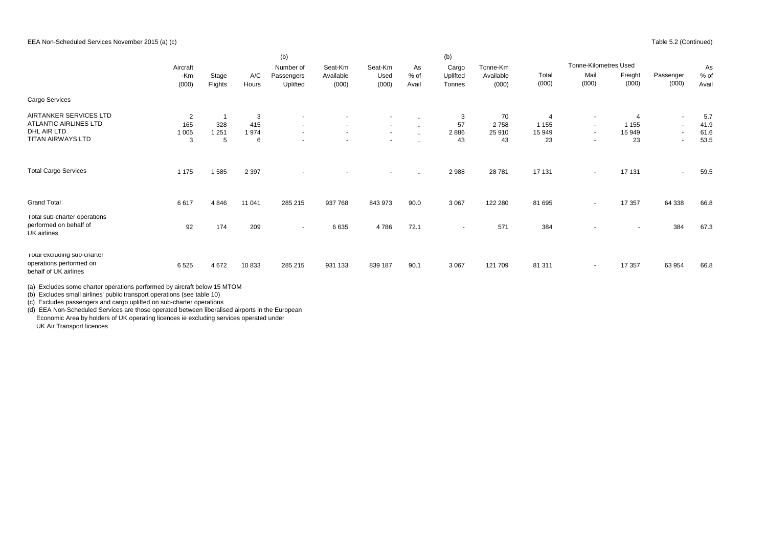EEA Non-Scheduled Services November 2015 (a) (c)

Table 5.2 (Continued)

| | Aircraft -Km (000) | Stage Flights | A/C Hours | (b) Number of Passengers Uplifted | Seat-Km Available (000) | Seat-Km Used (000) | As % of Avail | (b) Cargo Uplifted Tonnes | Tonne-Km Available (000) | Tonne-Kilometres Used Total (000) | Mail (000) | Freight (000) | Passenger (000) | As % of Avail |
|---|---|---|---|---|---|---|---|---|---|---|---|---|---|---|
| Cargo Services | | | | | | | | | | | | | | |
| AIRTANKER SERVICES LTD | 2 | 1 | 3 | - | - | - | .. | 3 | 70 | 4 | - | 4 | - | 5.7 |
| ATLANTIC AIRLINES LTD | 165 | 328 | 415 | - | - | - | .. | 57 | 2 758 | 1 155 | - | 1 155 | - | 41.9 |
| DHL AIR LTD | 1 005 | 1 251 | 1 974 | - | - | - | .. | 2 886 | 25 910 | 15 949 | - | 15 949 | - | 61.6 |
| TITAN AIRWAYS LTD | 3 | 5 | 6 | - | - | - | .. | 43 | 43 | 23 | - | 23 | - | 53.5 |
| Total Cargo Services | 1 175 | 1 585 | 2 397 | - | - | - | .. | 2 988 | 28 781 | 17 131 | - | 17 131 | - | 59.5 |
| Grand Total | 6 617 | 4 846 | 11 041 | 285 215 | 937 768 | 843 973 | 90.0 | 3 067 | 122 280 | 81 695 | - | 17 357 | 64 338 | 66.8 |
| Total sub-charter operations performed on behalf of UK airlines | 92 | 174 | 209 | - | 6 635 | 4 786 | 72.1 | - | 571 | 384 | - | - | 384 | 67.3 |
| Total excluding sub-charter operations performed on behalf of UK airlines | 6 525 | 4 672 | 10 833 | 285 215 | 931 133 | 839 187 | 90.1 | 3 067 | 121 709 | 81 311 | - | 17 357 | 63 954 | 66.8 |

(a) Excludes some charter operations performed by aircraft below 15 MTOM

(b) Excludes small airlines' public transport operations (see table 10)

(c) Excludes passengers and cargo uplifted on sub-charter operations

(d) EEA Non-Scheduled Services are those operated between liberalised airports in the European Economic Area by holders of UK operating licences ie excluding services operated under UK Air Transport licences